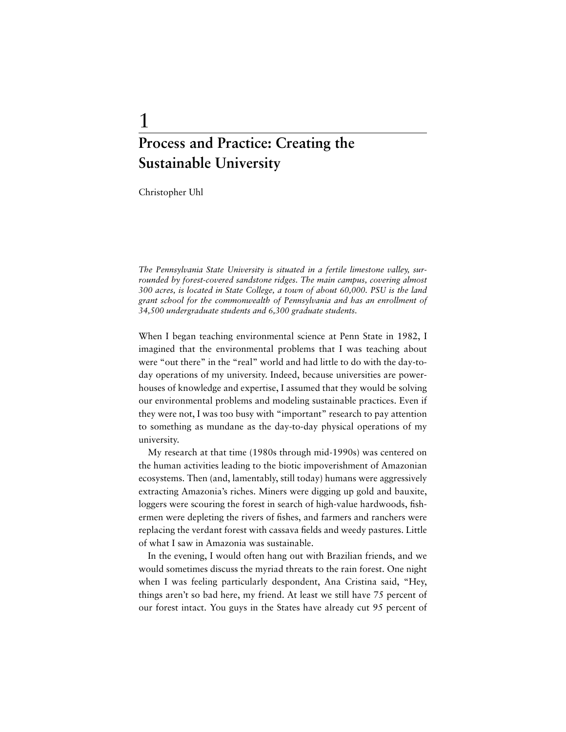# 1

# Process and Practice: Creating the Sustainable University

Christopher Uhl

*The Pennsylvania State University is situated in a fertile limestone valley, surrounded by forest-covered sandstone ridges. The main campus, covering almost 300 acres, is located in State College, a town of about 60,000. PSU is the land grant school for the commonwealth of Pennsylvania and has an enrollment of 34,500 undergraduate students and 6,300 graduate students.*

When I began teaching environmental science at Penn State in 1982, I imagined that the environmental problems that I was teaching about were "out there" in the "real" world and had little to do with the day-to-day operations of my university. Indeed, because universities are powerhouses of knowledge and expertise, I assumed that they would be solving our environmental problems and modeling sustainable practices. Even if they were not, I was too busy with "important" research to pay attention to something as mundane as the day-to-day physical operations of my university.

My research at that time (1980s through mid-1990s) was centered on the human activities leading to the biotic impoverishment of Amazonian ecosystems. Then (and, lamentably, still today) humans were aggressively extracting Amazonia's riches. Miners were digging up gold and bauxite, loggers were scouring the forest in search of high-value hardwoods, fishermen were depleting the rivers of fishes, and farmers and ranchers were replacing the verdant forest with cassava fields and weedy pastures. Little of what I saw in Amazonia was sustainable.

In the evening, I would often hang out with Brazilian friends, and we would sometimes discuss the myriad threats to the rain forest. One night when I was feeling particularly despondent, Ana Cristina said, "Hey, things aren't so bad here, my friend. At least we still have 75 percent of our forest intact. You guys in the States have already cut 95 percent of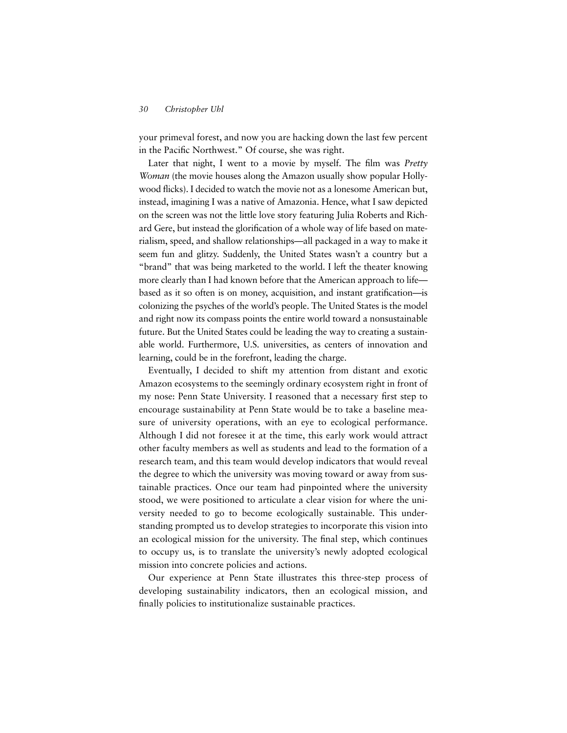your primeval forest, and now you are hacking down the last few percent in the Pacific Northwest." Of course, she was right.

Later that night, I went to a movie by myself. The film was *Pretty Woman* (the movie houses along the Amazon usually show popular Hollywood flicks). I decided to watch the movie not as a lonesome American but, instead, imagining I was a native of Amazonia. Hence, what I saw depicted on the screen was not the little love story featuring Julia Roberts and Richard Gere, but instead the glorification of a whole way of life based on materialism, speed, and shallow relationships—all packaged in a way to make it seem fun and glitzy. Suddenly, the United States wasn't a country but a "brand" that was being marketed to the world. I left the theater knowing more clearly than I had known before that the American approach to life—based as it so often is on money, acquisition, and instant gratification—is colonizing the psyches of the world's people. The United States is the model and right now its compass points the entire world toward a nonsustainable future. But the United States could be leading the way to creating a sustainable world. Furthermore, U.S. universities, as centers of innovation and learning, could be in the forefront, leading the charge.

Eventually, I decided to shift my attention from distant and exotic Amazon ecosystems to the seemingly ordinary ecosystem right in front of my nose: Penn State University. I reasoned that a necessary first step to encourage sustainability at Penn State would be to take a baseline measure of university operations, with an eye to ecological performance. Although I did not foresee it at the time, this early work would attract other faculty members as well as students and lead to the formation of a research team, and this team would develop indicators that would reveal the degree to which the university was moving toward or away from sustainable practices. Once our team had pinpointed where the university stood, we were positioned to articulate a clear vision for where the university needed to go to become ecologically sustainable. This understanding prompted us to develop strategies to incorporate this vision into an ecological mission for the university. The final step, which continues to occupy us, is to translate the university's newly adopted ecological mission into concrete policies and actions.

Our experience at Penn State illustrates this three-step process of developing sustainability indicators, then an ecological mission, and finally policies to institutionalize sustainable practices.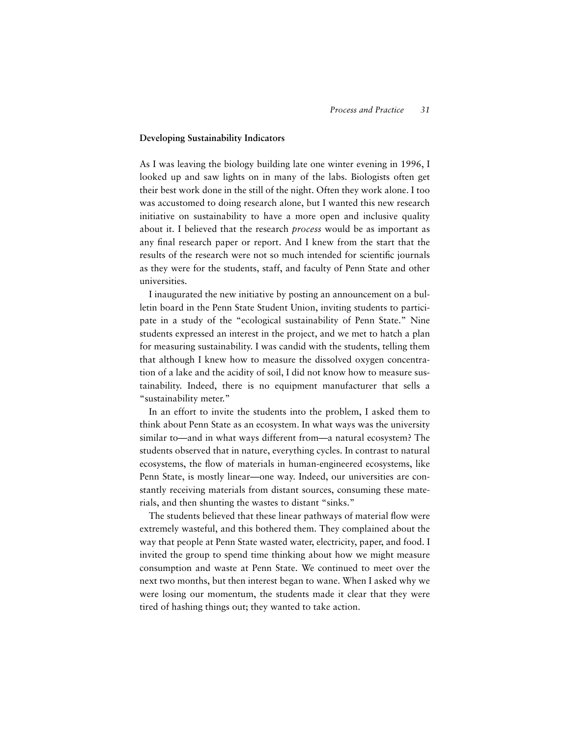## Developing Sustainability Indicators

As I was leaving the biology building late one winter evening in 1996, I looked up and saw lights on in many of the labs. Biologists often get their best work done in the still of the night. Often they work alone. I too was accustomed to doing research alone, but I wanted this new research initiative on sustainability to have a more open and inclusive quality about it. I believed that the research *process* would be as important as any final research paper or report. And I knew from the start that the results of the research were not so much intended for scientific journals as they were for the students, staff, and faculty of Penn State and other universities.

I inaugurated the new initiative by posting an announcement on a bulletin board in the Penn State Student Union, inviting students to participate in a study of the "ecological sustainability of Penn State." Nine students expressed an interest in the project, and we met to hatch a plan for measuring sustainability. I was candid with the students, telling them that although I knew how to measure the dissolved oxygen concentration of a lake and the acidity of soil, I did not know how to measure sustainability. Indeed, there is no equipment manufacturer that sells a "sustainability meter."

In an effort to invite the students into the problem, I asked them to think about Penn State as an ecosystem. In what ways was the university similar to—and in what ways different from—a natural ecosystem? The students observed that in nature, everything cycles. In contrast to natural ecosystems, the flow of materials in human-engineered ecosystems, like Penn State, is mostly linear—one way. Indeed, our universities are constantly receiving materials from distant sources, consuming these materials, and then shunting the wastes to distant "sinks."

The students believed that these linear pathways of material flow were extremely wasteful, and this bothered them. They complained about the way that people at Penn State wasted water, electricity, paper, and food. I invited the group to spend time thinking about how we might measure consumption and waste at Penn State. We continued to meet over the next two months, but then interest began to wane. When I asked why we were losing our momentum, the students made it clear that they were tired of hashing things out; they wanted to take action.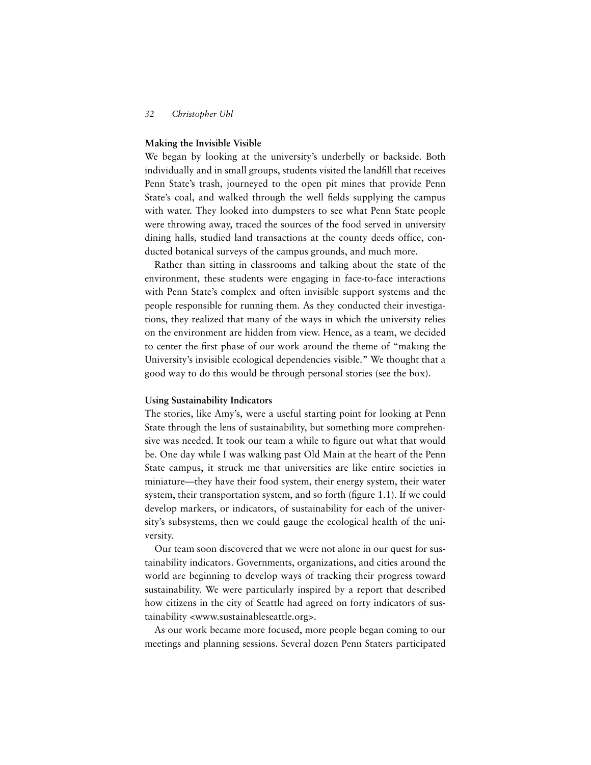## Making the Invisible Visible

We began by looking at the university's underbelly or backside. Both individually and in small groups, students visited the landfill that receives Penn State's trash, journeyed to the open pit mines that provide Penn State's coal, and walked through the well fields supplying the campus with water. They looked into dumpsters to see what Penn State people were throwing away, traced the sources of the food served in university dining halls, studied land transactions at the county deeds office, conducted botanical surveys of the campus grounds, and much more.

Rather than sitting in classrooms and talking about the state of the environment, these students were engaging in face-to-face interactions with Penn State's complex and often invisible support systems and the people responsible for running them. As they conducted their investigations, they realized that many of the ways in which the university relies on the environment are hidden from view. Hence, as a team, we decided to center the first phase of our work around the theme of "making the University's invisible ecological dependencies visible." We thought that a good way to do this would be through personal stories (see the box).

## Using Sustainability Indicators

The stories, like Amy's, were a useful starting point for looking at Penn State through the lens of sustainability, but something more comprehensive was needed. It took our team a while to figure out what that would be. One day while I was walking past Old Main at the heart of the Penn State campus, it struck me that universities are like entire societies in miniature—they have their food system, their energy system, their water system, their transportation system, and so forth (figure 1.1). If we could develop markers, or indicators, of sustainability for each of the university's subsystems, then we could gauge the ecological health of the university.

Our team soon discovered that we were not alone in our quest for sustainability indicators. Governments, organizations, and cities around the world are beginning to develop ways of tracking their progress toward sustainability. We were particularly inspired by a report that described how citizens in the city of Seattle had agreed on forty indicators of sustainability <www.sustainableseattle.org>.

As our work became more focused, more people began coming to our meetings and planning sessions. Several dozen Penn Staters participated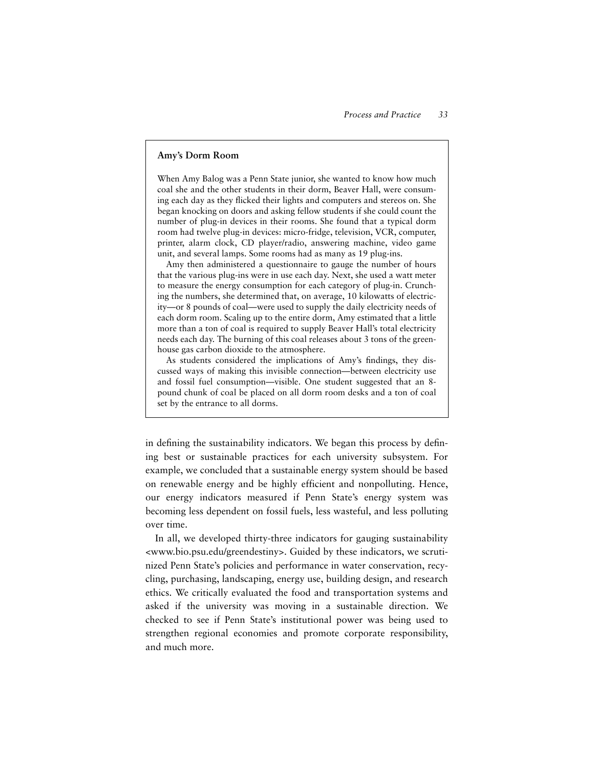**Amy's Dorm Room**

When Amy Balog was a Penn State junior, she wanted to know how much coal she and the other students in their dorm, Beaver Hall, were consuming each day as they flicked their lights and computers and stereos on. She began knocking on doors and asking fellow students if she could count the number of plug-in devices in their rooms. She found that a typical dorm room had twelve plug-in devices: micro-fridge, television, VCR, computer, printer, alarm clock, CD player/radio, answering machine, video game unit, and several lamps. Some rooms had as many as 19 plug-ins.

Amy then administered a questionnaire to gauge the number of hours that the various plug-ins were in use each day. Next, she used a watt meter to measure the energy consumption for each category of plug-in. Crunching the numbers, she determined that, on average, 10 kilowatts of electricity—or 8 pounds of coal—were used to supply the daily electricity needs of each dorm room. Scaling up to the entire dorm, Amy estimated that a little more than a ton of coal is required to supply Beaver Hall's total electricity needs each day. The burning of this coal releases about 3 tons of the greenhouse gas carbon dioxide to the atmosphere.

As students considered the implications of Amy's findings, they discussed ways of making this invisible connection—between electricity use and fossil fuel consumption—visible. One student suggested that an 8-pound chunk of coal be placed on all dorm room desks and a ton of coal set by the entrance to all dorms.

in defining the sustainability indicators. We began this process by defining best or sustainable practices for each university subsystem. For example, we concluded that a sustainable energy system should be based on renewable energy and be highly efficient and nonpolluting. Hence, our energy indicators measured if Penn State's energy system was becoming less dependent on fossil fuels, less wasteful, and less polluting over time.

In all, we developed thirty-three indicators for gauging sustainability <www.bio.psu.edu/greendestiny>. Guided by these indicators, we scrutinized Penn State's policies and performance in water conservation, recycling, purchasing, landscaping, energy use, building design, and research ethics. We critically evaluated the food and transportation systems and asked if the university was moving in a sustainable direction. We checked to see if Penn State's institutional power was being used to strengthen regional economies and promote corporate responsibility, and much more.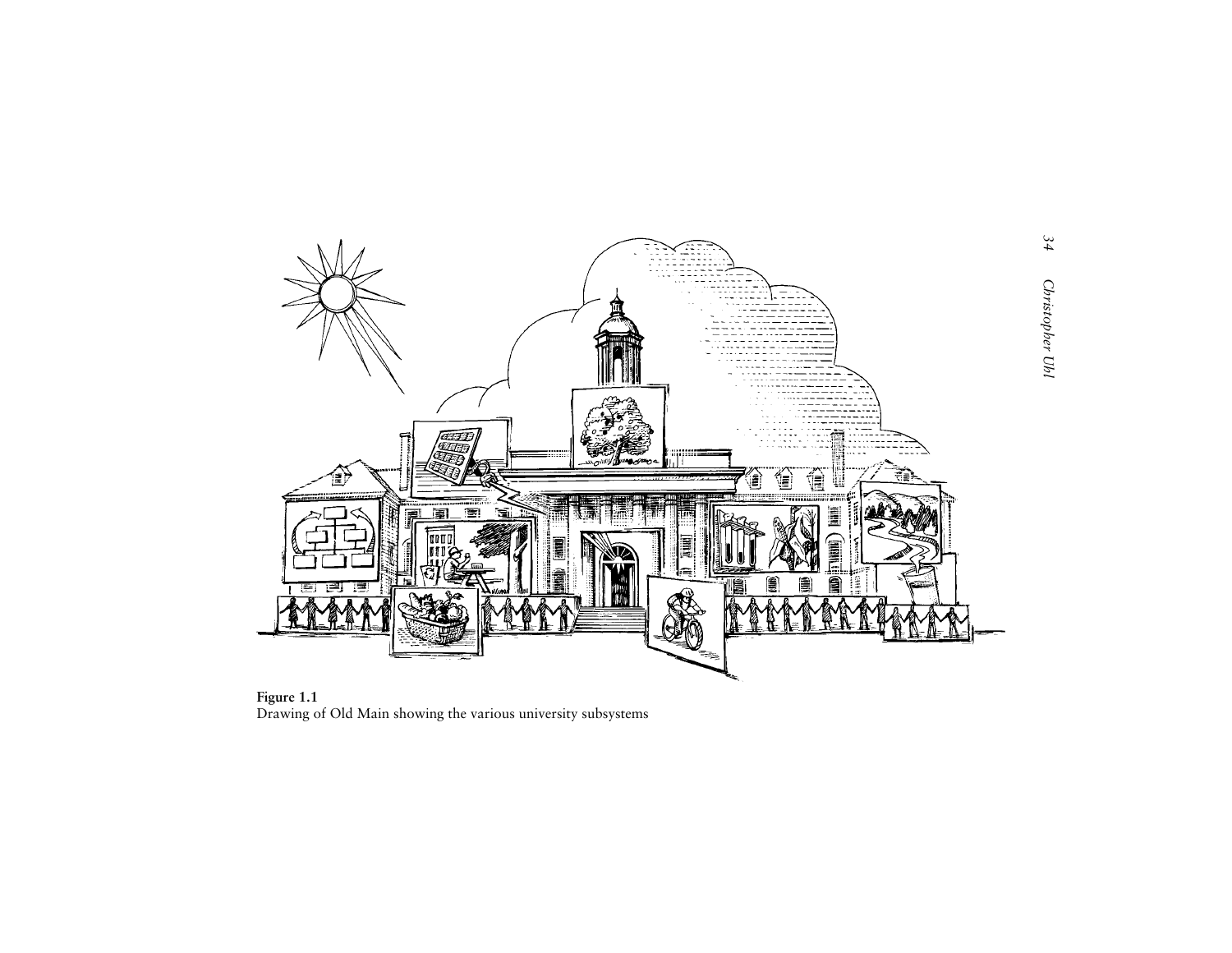**Figure 1.1**
Drawing of Old Main showing the various university subsystems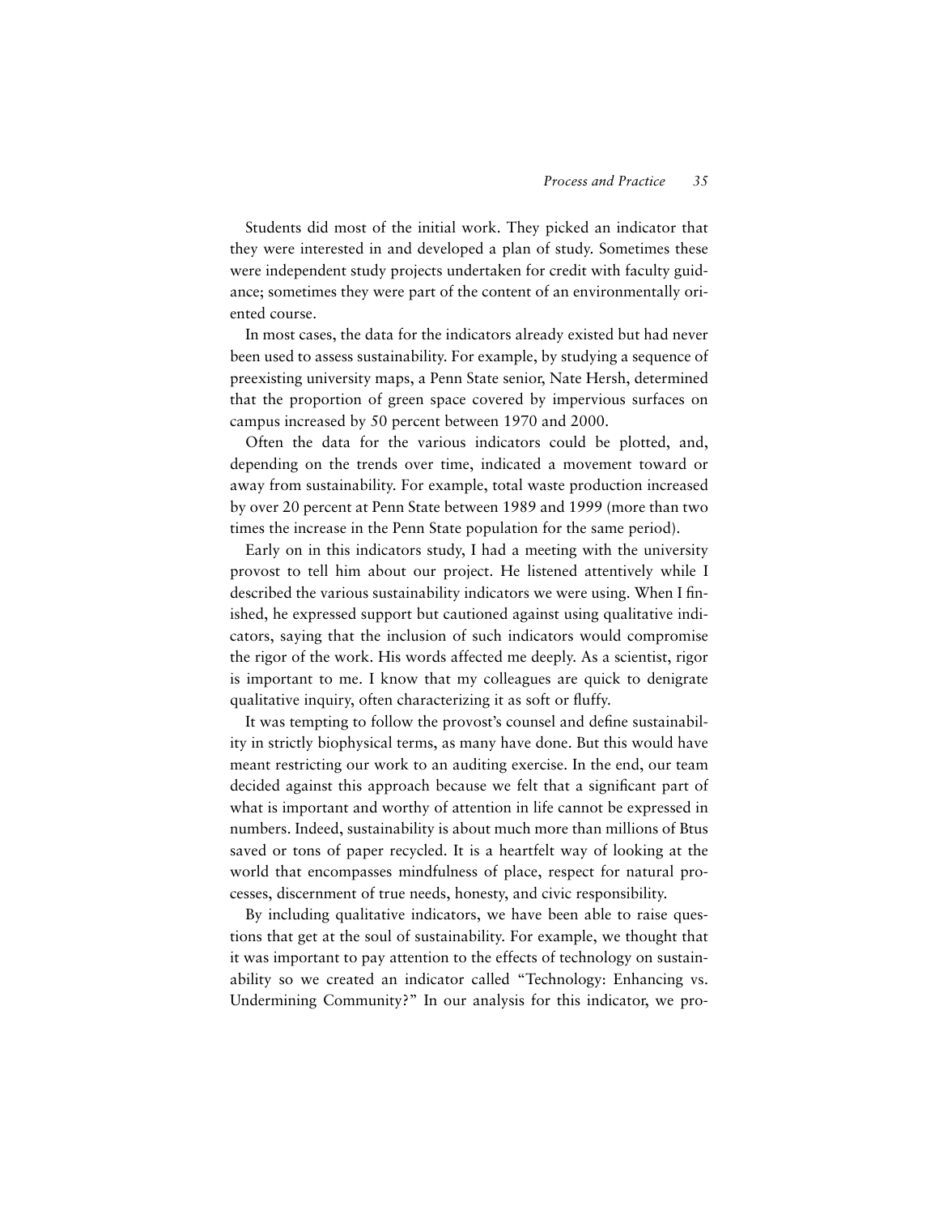Students did most of the initial work. They picked an indicator that they were interested in and developed a plan of study. Sometimes these were independent study projects undertaken for credit with faculty guidance; sometimes they were part of the content of an environmentally oriented course.

In most cases, the data for the indicators already existed but had never been used to assess sustainability. For example, by studying a sequence of preexisting university maps, a Penn State senior, Nate Hersh, determined that the proportion of green space covered by impervious surfaces on campus increased by 50 percent between 1970 and 2000.

Often the data for the various indicators could be plotted, and, depending on the trends over time, indicated a movement toward or away from sustainability. For example, total waste production increased by over 20 percent at Penn State between 1989 and 1999 (more than two times the increase in the Penn State population for the same period).

Early on in this indicators study, I had a meeting with the university provost to tell him about our project. He listened attentively while I described the various sustainability indicators we were using. When I finished, he expressed support but cautioned against using qualitative indicators, saying that the inclusion of such indicators would compromise the rigor of the work. His words affected me deeply. As a scientist, rigor is important to me. I know that my colleagues are quick to denigrate qualitative inquiry, often characterizing it as soft or fluffy.

It was tempting to follow the provost's counsel and define sustainability in strictly biophysical terms, as many have done. But this would have meant restricting our work to an auditing exercise. In the end, our team decided against this approach because we felt that a significant part of what is important and worthy of attention in life cannot be expressed in numbers. Indeed, sustainability is about much more than millions of Btus saved or tons of paper recycled. It is a heartfelt way of looking at the world that encompasses mindfulness of place, respect for natural processes, discernment of true needs, honesty, and civic responsibility.

By including qualitative indicators, we have been able to raise questions that get at the soul of sustainability. For example, we thought that it was important to pay attention to the effects of technology on sustainability so we created an indicator called "Technology: Enhancing vs. Undermining Community?" In our analysis for this indicator, we pro-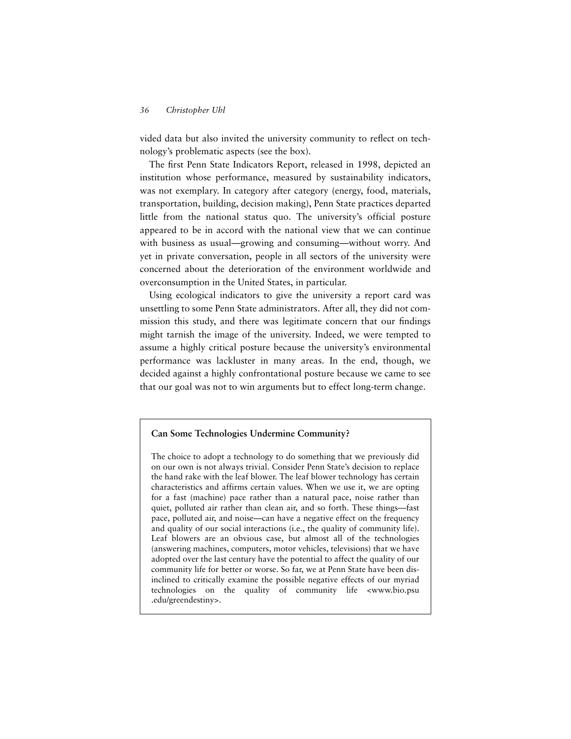vided data but also invited the university community to reflect on technology's problematic aspects (see the box).

The first Penn State Indicators Report, released in 1998, depicted an institution whose performance, measured by sustainability indicators, was not exemplary. In category after category (energy, food, materials, transportation, building, decision making), Penn State practices departed little from the national status quo. The university's official posture appeared to be in accord with the national view that we can continue with business as usual—growing and consuming—without worry. And yet in private conversation, people in all sectors of the university were concerned about the deterioration of the environment worldwide and overconsumption in the United States, in particular.

Using ecological indicators to give the university a report card was unsettling to some Penn State administrators. After all, they did not commission this study, and there was legitimate concern that our findings might tarnish the image of the university. Indeed, we were tempted to assume a highly critical posture because the university's environmental performance was lackluster in many areas. In the end, though, we decided against a highly confrontational posture because we came to see that our goal was not to win arguments but to effect long-term change.

> **Can Some Technologies Undermine Community?**
>
> The choice to adopt a technology to do something that we previously did on our own is not always trivial. Consider Penn State's decision to replace the hand rake with the leaf blower. The leaf blower technology has certain characteristics and affirms certain values. When we use it, we are opting for a fast (machine) pace rather than a natural pace, noise rather than quiet, polluted air rather than clean air, and so forth. These things—fast pace, polluted air, and noise—can have a negative effect on the frequency and quality of our social interactions (i.e., the quality of community life). Leaf blowers are an obvious case, but almost all of the technologies (answering machines, computers, motor vehicles, televisions) that we have adopted over the last century have the potential to affect the quality of our community life for better or worse. So far, we at Penn State have been disinclined to critically examine the possible negative effects of our myriad technologies on the quality of community life <www.bio.psu.edu/greendestiny>.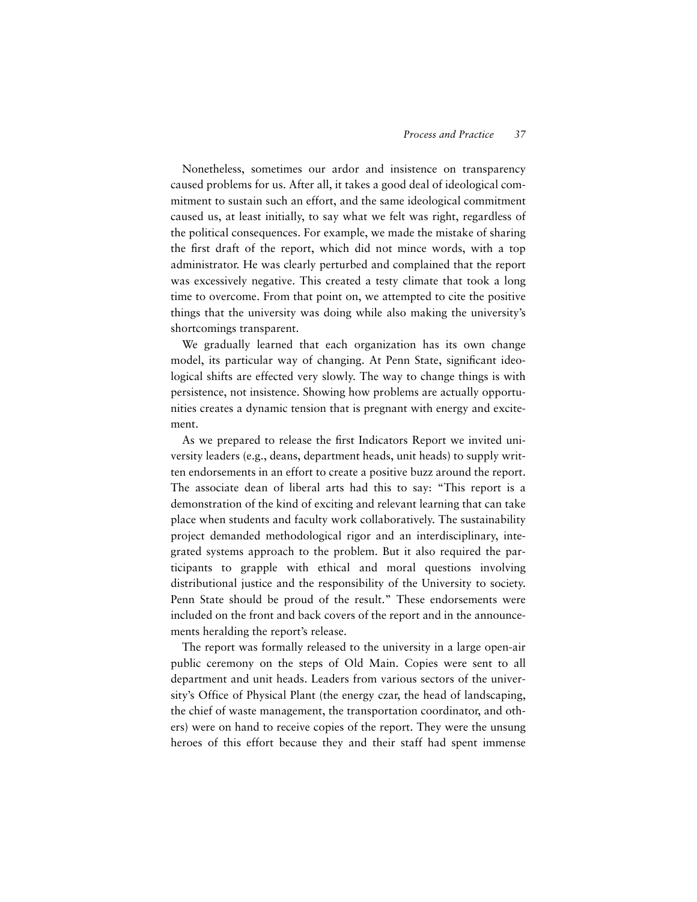Nonetheless, sometimes our ardor and insistence on transparency caused problems for us. After all, it takes a good deal of ideological commitment to sustain such an effort, and the same ideological commitment caused us, at least initially, to say what we felt was right, regardless of the political consequences. For example, we made the mistake of sharing the first draft of the report, which did not mince words, with a top administrator. He was clearly perturbed and complained that the report was excessively negative. This created a testy climate that took a long time to overcome. From that point on, we attempted to cite the positive things that the university was doing while also making the university's shortcomings transparent.

We gradually learned that each organization has its own change model, its particular way of changing. At Penn State, significant ideological shifts are effected very slowly. The way to change things is with persistence, not insistence. Showing how problems are actually opportunities creates a dynamic tension that is pregnant with energy and excitement.

As we prepared to release the first Indicators Report we invited university leaders (e.g., deans, department heads, unit heads) to supply written endorsements in an effort to create a positive buzz around the report. The associate dean of liberal arts had this to say: "This report is a demonstration of the kind of exciting and relevant learning that can take place when students and faculty work collaboratively. The sustainability project demanded methodological rigor and an interdisciplinary, integrated systems approach to the problem. But it also required the participants to grapple with ethical and moral questions involving distributional justice and the responsibility of the University to society. Penn State should be proud of the result." These endorsements were included on the front and back covers of the report and in the announcements heralding the report's release.

The report was formally released to the university in a large open-air public ceremony on the steps of Old Main. Copies were sent to all department and unit heads. Leaders from various sectors of the university's Office of Physical Plant (the energy czar, the head of landscaping, the chief of waste management, the transportation coordinator, and others) were on hand to receive copies of the report. They were the unsung heroes of this effort because they and their staff had spent immense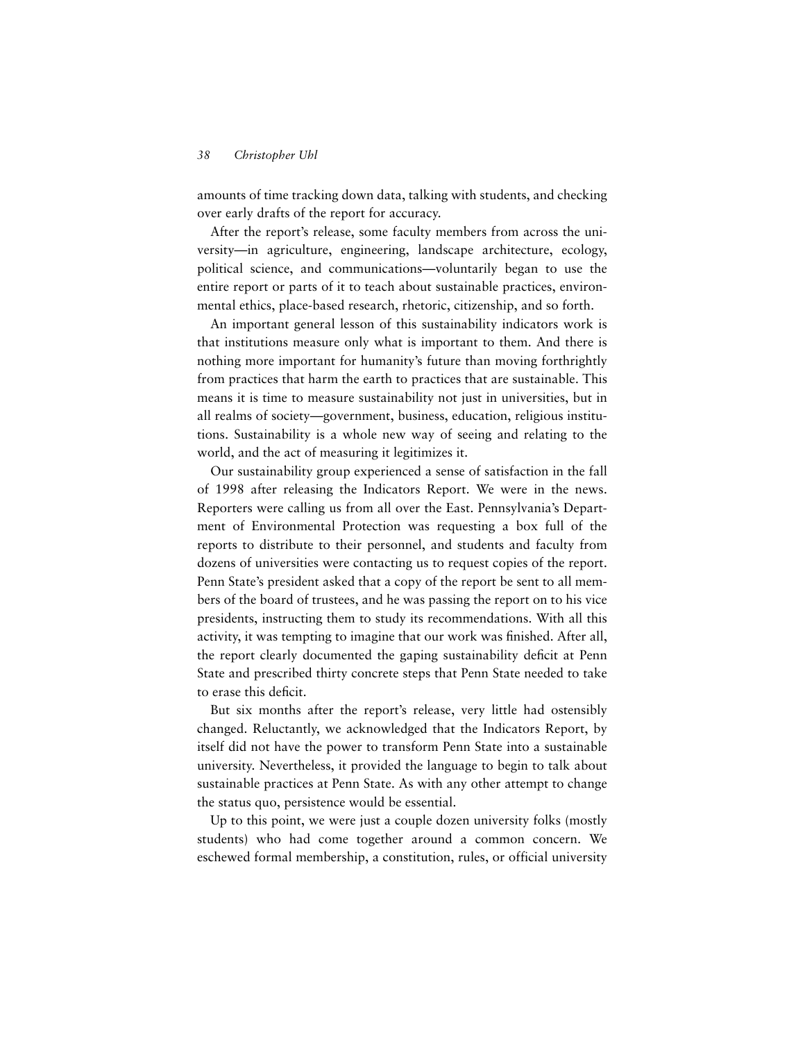amounts of time tracking down data, talking with students, and checking over early drafts of the report for accuracy.

After the report's release, some faculty members from across the university—in agriculture, engineering, landscape architecture, ecology, political science, and communications—voluntarily began to use the entire report or parts of it to teach about sustainable practices, environmental ethics, place-based research, rhetoric, citizenship, and so forth.

An important general lesson of this sustainability indicators work is that institutions measure only what is important to them. And there is nothing more important for humanity's future than moving forthrightly from practices that harm the earth to practices that are sustainable. This means it is time to measure sustainability not just in universities, but in all realms of society—government, business, education, religious institutions. Sustainability is a whole new way of seeing and relating to the world, and the act of measuring it legitimizes it.

Our sustainability group experienced a sense of satisfaction in the fall of 1998 after releasing the Indicators Report. We were in the news. Reporters were calling us from all over the East. Pennsylvania's Department of Environmental Protection was requesting a box full of the reports to distribute to their personnel, and students and faculty from dozens of universities were contacting us to request copies of the report. Penn State's president asked that a copy of the report be sent to all members of the board of trustees, and he was passing the report on to his vice presidents, instructing them to study its recommendations. With all this activity, it was tempting to imagine that our work was finished. After all, the report clearly documented the gaping sustainability deficit at Penn State and prescribed thirty concrete steps that Penn State needed to take to erase this deficit.

But six months after the report's release, very little had ostensibly changed. Reluctantly, we acknowledged that the Indicators Report, by itself did not have the power to transform Penn State into a sustainable university. Nevertheless, it provided the language to begin to talk about sustainable practices at Penn State. As with any other attempt to change the status quo, persistence would be essential.

Up to this point, we were just a couple dozen university folks (mostly students) who had come together around a common concern. We eschewed formal membership, a constitution, rules, or official university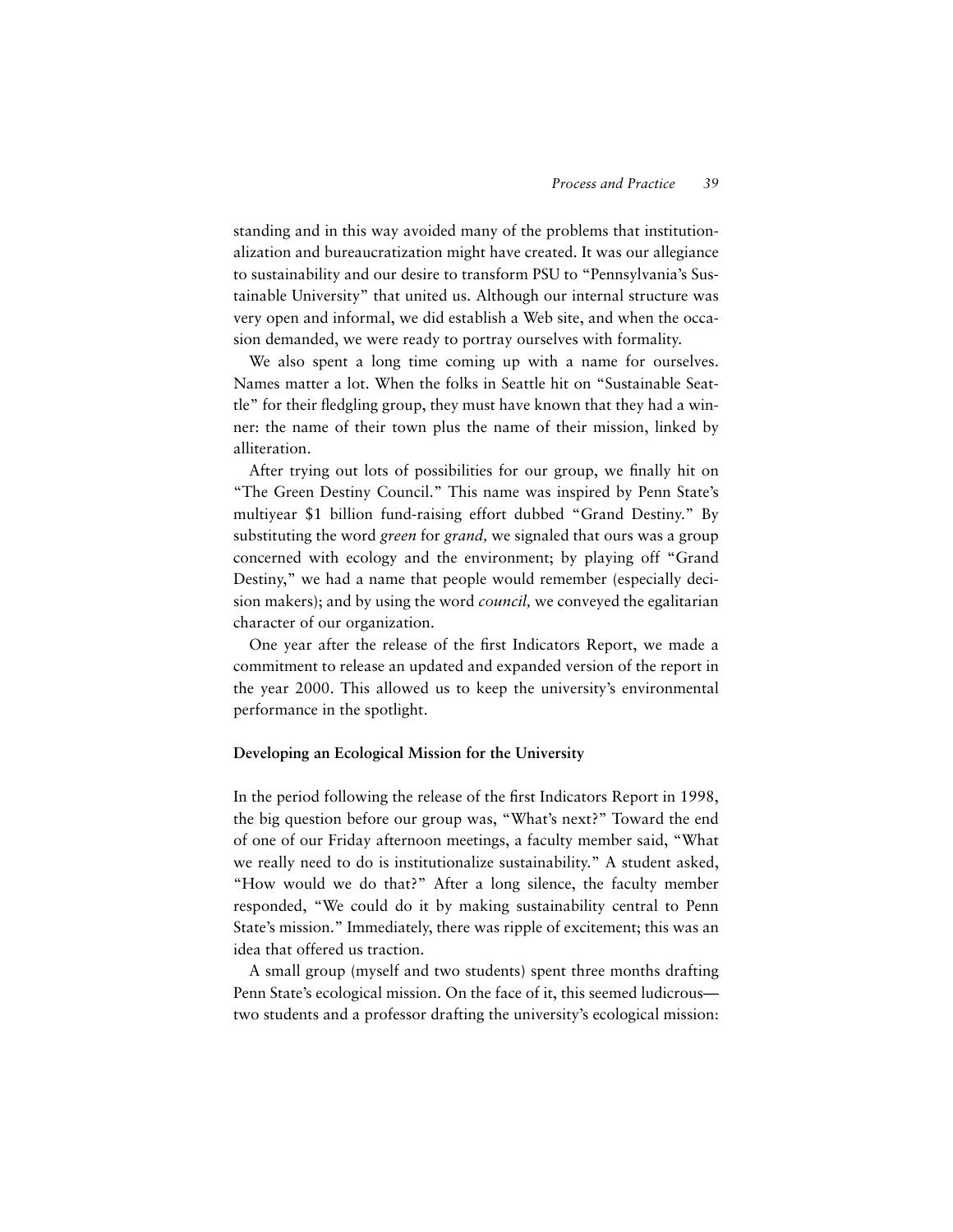standing and in this way avoided many of the problems that institutionalization and bureaucratization might have created. It was our allegiance to sustainability and our desire to transform PSU to "Pennsylvania's Sustainable University" that united us. Although our internal structure was very open and informal, we did establish a Web site, and when the occasion demanded, we were ready to portray ourselves with formality.

We also spent a long time coming up with a name for ourselves. Names matter a lot. When the folks in Seattle hit on "Sustainable Seattle" for their fledgling group, they must have known that they had a winner: the name of their town plus the name of their mission, linked by alliteration.

After trying out lots of possibilities for our group, we finally hit on "The Green Destiny Council." This name was inspired by Penn State's multiyear $1 billion fund-raising effort dubbed "Grand Destiny." By substituting the word *green* for *grand,* we signaled that ours was a group concerned with ecology and the environment; by playing off "Grand Destiny," we had a name that people would remember (especially decision makers); and by using the word *council,* we conveyed the egalitarian character of our organization.

One year after the release of the first Indicators Report, we made a commitment to release an updated and expanded version of the report in the year 2000. This allowed us to keep the university's environmental performance in the spotlight.

**Developing an Ecological Mission for the University**

In the period following the release of the first Indicators Report in 1998, the big question before our group was, "What's next?" Toward the end of one of our Friday afternoon meetings, a faculty member said, "What we really need to do is institutionalize sustainability." A student asked, "How would we do that?" After a long silence, the faculty member responded, "We could do it by making sustainability central to Penn State's mission." Immediately, there was ripple of excitement; this was an idea that offered us traction.

A small group (myself and two students) spent three months drafting Penn State's ecological mission. On the face of it, this seemed ludicrous—two students and a professor drafting the university's ecological mission: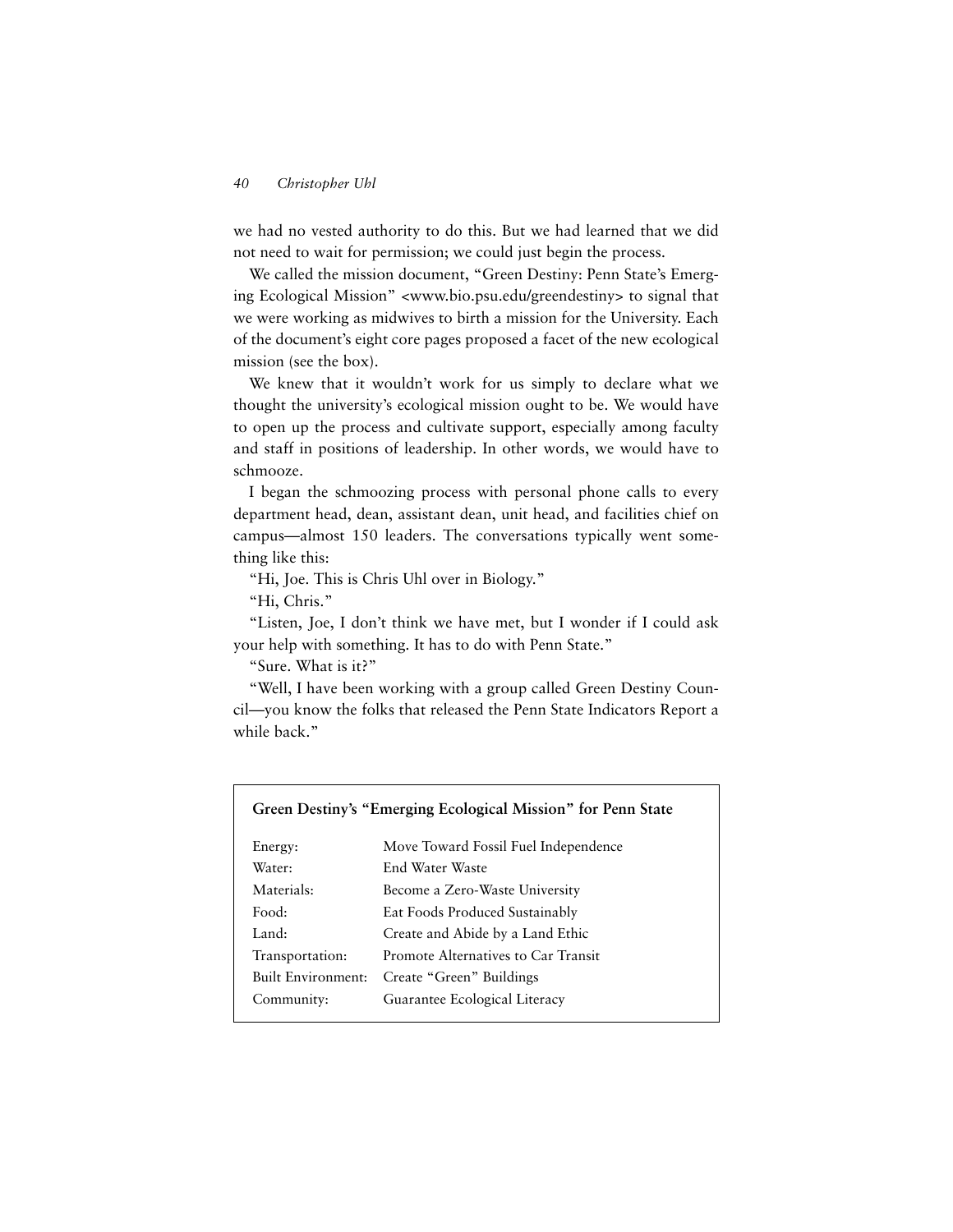we had no vested authority to do this. But we had learned that we did not need to wait for permission; we could just begin the process.

We called the mission document, "Green Destiny: Penn State's Emerging Ecological Mission" <www.bio.psu.edu/greendestiny> to signal that we were working as midwives to birth a mission for the University. Each of the document's eight core pages proposed a facet of the new ecological mission (see the box).

We knew that it wouldn't work for us simply to declare what we thought the university's ecological mission ought to be. We would have to open up the process and cultivate support, especially among faculty and staff in positions of leadership. In other words, we would have to schmooze.

I began the schmoozing process with personal phone calls to every department head, dean, assistant dean, unit head, and facilities chief on campus—almost 150 leaders. The conversations typically went something like this:

"Hi, Joe. This is Chris Uhl over in Biology."

"Hi, Chris."

"Listen, Joe, I don't think we have met, but I wonder if I could ask your help with something. It has to do with Penn State."

"Sure. What is it?"

"Well, I have been working with a group called Green Destiny Council—you know the folks that released the Penn State Indicators Report a while back."

**Green Destiny's "Emerging Ecological Mission" for Penn State**

| | |
|---|---|
| Energy: | Move Toward Fossil Fuel Independence |
| Water: | End Water Waste |
| Materials: | Become a Zero-Waste University |
| Food: | Eat Foods Produced Sustainably |
| Land: | Create and Abide by a Land Ethic |
| Transportation: | Promote Alternatives to Car Transit |
| Built Environment: | Create "Green" Buildings |
| Community: | Guarantee Ecological Literacy |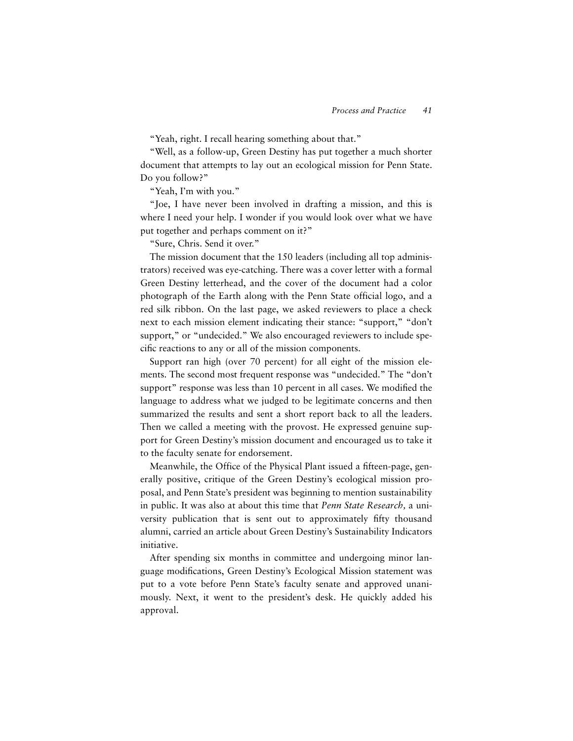"Yeah, right. I recall hearing something about that."

"Well, as a follow-up, Green Destiny has put together a much shorter document that attempts to lay out an ecological mission for Penn State. Do you follow?"

"Yeah, I'm with you."

"Joe, I have never been involved in drafting a mission, and this is where I need your help. I wonder if you would look over what we have put together and perhaps comment on it?"

"Sure, Chris. Send it over."

The mission document that the 150 leaders (including all top administrators) received was eye-catching. There was a cover letter with a formal Green Destiny letterhead, and the cover of the document had a color photograph of the Earth along with the Penn State official logo, and a red silk ribbon. On the last page, we asked reviewers to place a check next to each mission element indicating their stance: "support," "don't support," or "undecided." We also encouraged reviewers to include specific reactions to any or all of the mission components.

Support ran high (over 70 percent) for all eight of the mission elements. The second most frequent response was "undecided." The "don't support" response was less than 10 percent in all cases. We modified the language to address what we judged to be legitimate concerns and then summarized the results and sent a short report back to all the leaders. Then we called a meeting with the provost. He expressed genuine support for Green Destiny's mission document and encouraged us to take it to the faculty senate for endorsement.

Meanwhile, the Office of the Physical Plant issued a fifteen-page, generally positive, critique of the Green Destiny's ecological mission proposal, and Penn State's president was beginning to mention sustainability in public. It was also at about this time that *Penn State Research,* a university publication that is sent out to approximately fifty thousand alumni, carried an article about Green Destiny's Sustainability Indicators initiative.

After spending six months in committee and undergoing minor language modifications, Green Destiny's Ecological Mission statement was put to a vote before Penn State's faculty senate and approved unanimously. Next, it went to the president's desk. He quickly added his approval.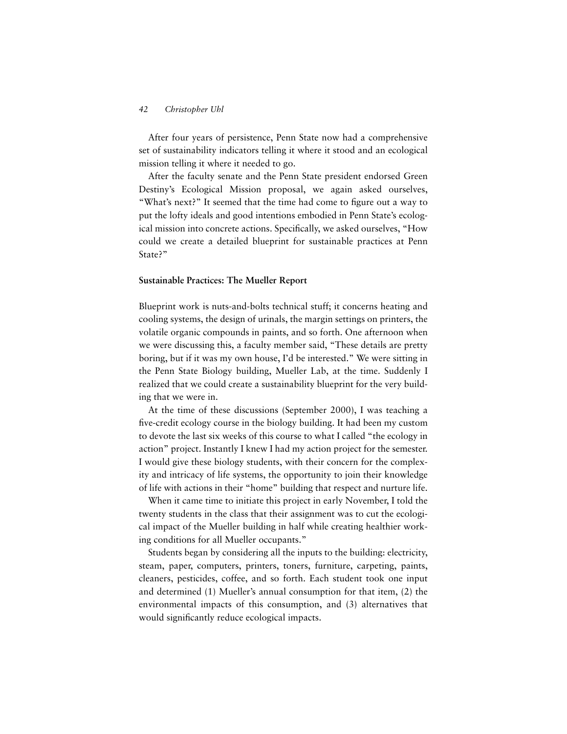After four years of persistence, Penn State now had a comprehensive set of sustainability indicators telling it where it stood and an ecological mission telling it where it needed to go.

After the faculty senate and the Penn State president endorsed Green Destiny's Ecological Mission proposal, we again asked ourselves, "What's next?" It seemed that the time had come to figure out a way to put the lofty ideals and good intentions embodied in Penn State's ecological mission into concrete actions. Specifically, we asked ourselves, "How could we create a detailed blueprint for sustainable practices at Penn State?"

### Sustainable Practices: The Mueller Report

Blueprint work is nuts-and-bolts technical stuff; it concerns heating and cooling systems, the design of urinals, the margin settings on printers, the volatile organic compounds in paints, and so forth. One afternoon when we were discussing this, a faculty member said, "These details are pretty boring, but if it was my own house, I'd be interested." We were sitting in the Penn State Biology building, Mueller Lab, at the time. Suddenly I realized that we could create a sustainability blueprint for the very building that we were in.

At the time of these discussions (September 2000), I was teaching a five-credit ecology course in the biology building. It had been my custom to devote the last six weeks of this course to what I called "the ecology in action" project. Instantly I knew I had my action project for the semester. I would give these biology students, with their concern for the complexity and intricacy of life systems, the opportunity to join their knowledge of life with actions in their "home" building that respect and nurture life.

When it came time to initiate this project in early November, I told the twenty students in the class that their assignment was to cut the ecological impact of the Mueller building in half while creating healthier working conditions for all Mueller occupants."

Students began by considering all the inputs to the building: electricity, steam, paper, computers, printers, toners, furniture, carpeting, paints, cleaners, pesticides, coffee, and so forth. Each student took one input and determined (1) Mueller's annual consumption for that item, (2) the environmental impacts of this consumption, and (3) alternatives that would significantly reduce ecological impacts.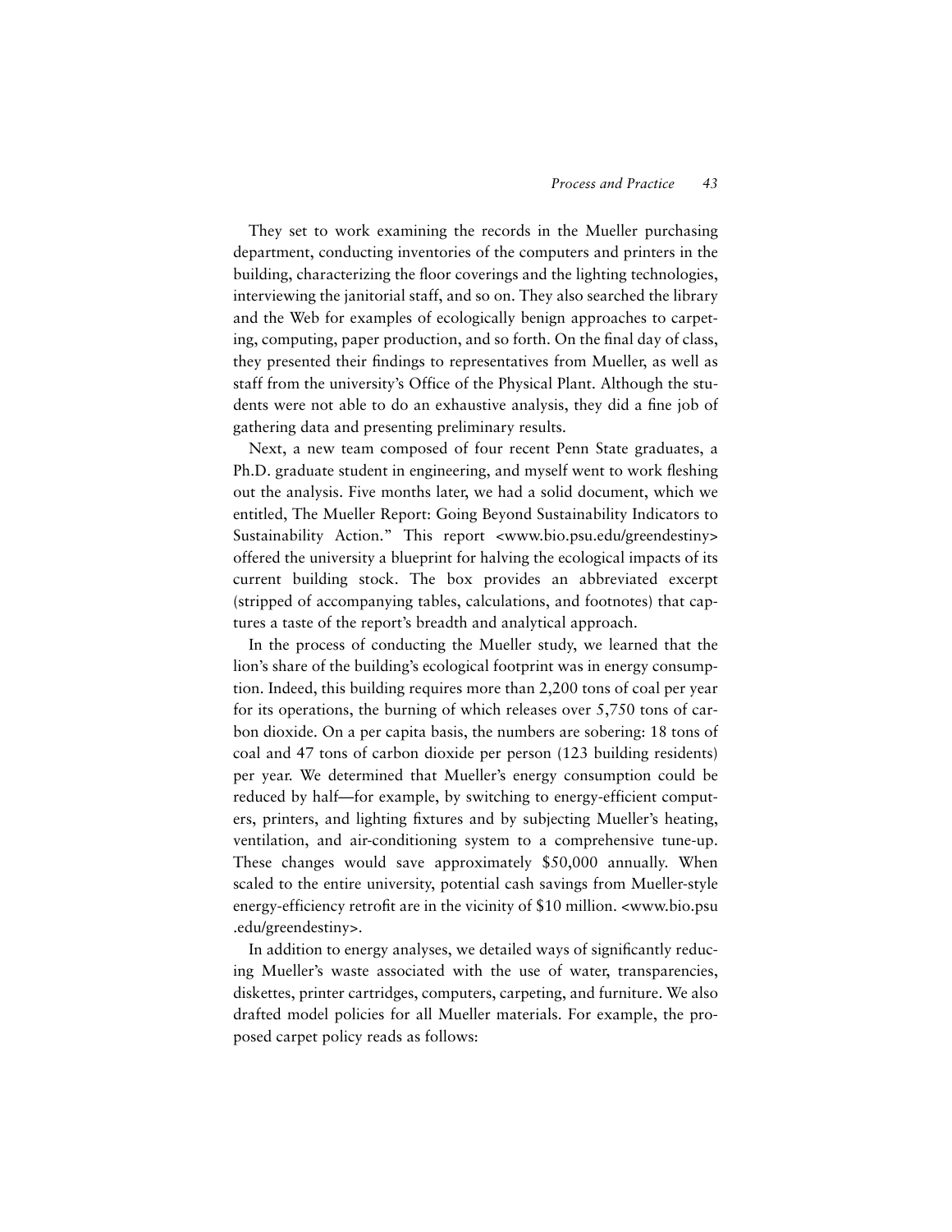They set to work examining the records in the Mueller purchasing department, conducting inventories of the computers and printers in the building, characterizing the floor coverings and the lighting technologies, interviewing the janitorial staff, and so on. They also searched the library and the Web for examples of ecologically benign approaches to carpeting, computing, paper production, and so forth. On the final day of class, they presented their findings to representatives from Mueller, as well as staff from the university's Office of the Physical Plant. Although the students were not able to do an exhaustive analysis, they did a fine job of gathering data and presenting preliminary results.

Next, a new team composed of four recent Penn State graduates, a Ph.D. graduate student in engineering, and myself went to work fleshing out the analysis. Five months later, we had a solid document, which we entitled, The Mueller Report: Going Beyond Sustainability Indicators to Sustainability Action." This report <www.bio.psu.edu/greendestiny> offered the university a blueprint for halving the ecological impacts of its current building stock. The box provides an abbreviated excerpt (stripped of accompanying tables, calculations, and footnotes) that captures a taste of the report's breadth and analytical approach.

In the process of conducting the Mueller study, we learned that the lion's share of the building's ecological footprint was in energy consumption. Indeed, this building requires more than 2,200 tons of coal per year for its operations, the burning of which releases over 5,750 tons of carbon dioxide. On a per capita basis, the numbers are sobering: 18 tons of coal and 47 tons of carbon dioxide per person (123 building residents) per year. We determined that Mueller's energy consumption could be reduced by half—for example, by switching to energy-efficient computers, printers, and lighting fixtures and by subjecting Mueller's heating, ventilation, and air-conditioning system to a comprehensive tune-up. These changes would save approximately $50,000 annually. When scaled to the entire university, potential cash savings from Mueller-style energy-efficiency retrofit are in the vicinity of $10 million. <www.bio.psu.edu/greendestiny>.

In addition to energy analyses, we detailed ways of significantly reducing Mueller's waste associated with the use of water, transparencies, diskettes, printer cartridges, computers, carpeting, and furniture. We also drafted model policies for all Mueller materials. For example, the proposed carpet policy reads as follows: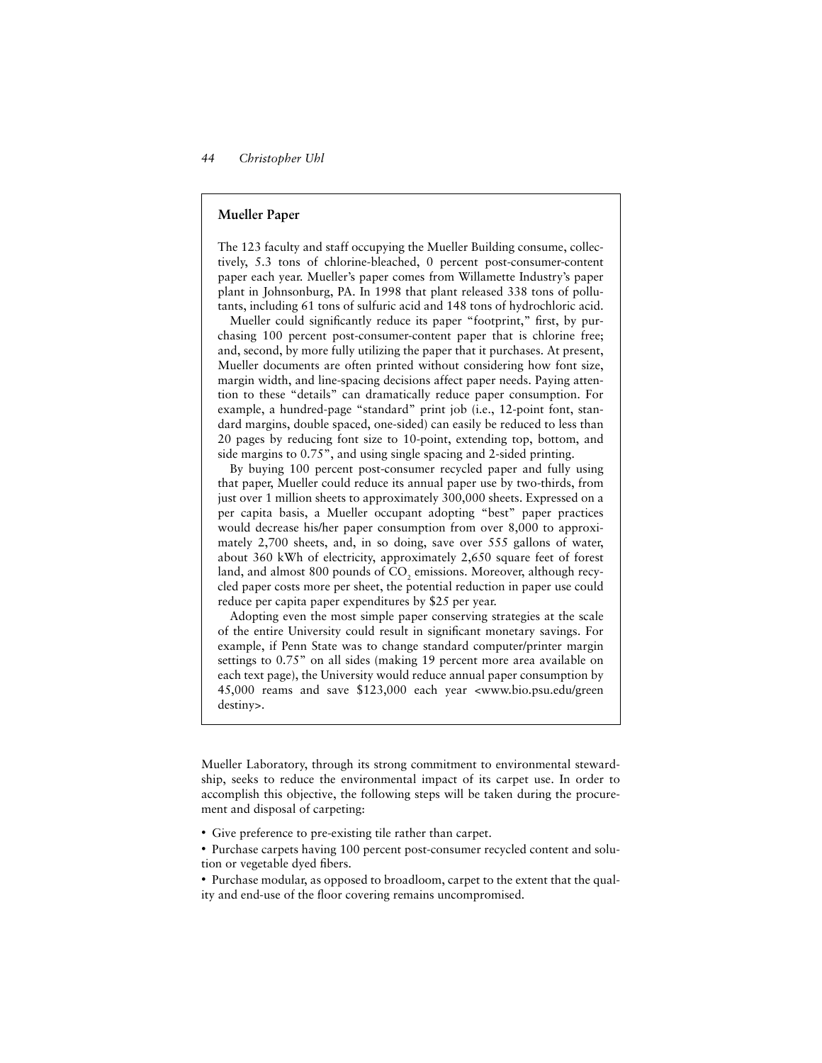### Mueller Paper

The 123 faculty and staff occupying the Mueller Building consume, collectively, 5.3 tons of chlorine-bleached, 0 percent post-consumer-content paper each year. Mueller's paper comes from Willamette Industry's paper plant in Johnsonburg, PA. In 1998 that plant released 338 tons of pollutants, including 61 tons of sulfuric acid and 148 tons of hydrochloric acid.

Mueller could significantly reduce its paper "footprint," first, by purchasing 100 percent post-consumer-content paper that is chlorine free; and, second, by more fully utilizing the paper that it purchases. At present, Mueller documents are often printed without considering how font size, margin width, and line-spacing decisions affect paper needs. Paying attention to these "details" can dramatically reduce paper consumption. For example, a hundred-page "standard" print job (i.e., 12-point font, standard margins, double spaced, one-sided) can easily be reduced to less than 20 pages by reducing font size to 10-point, extending top, bottom, and side margins to 0.75", and using single spacing and 2-sided printing.

By buying 100 percent post-consumer recycled paper and fully using that paper, Mueller could reduce its annual paper use by two-thirds, from just over 1 million sheets to approximately 300,000 sheets. Expressed on a per capita basis, a Mueller occupant adopting "best" paper practices would decrease his/her paper consumption from over 8,000 to approximately 2,700 sheets, and, in so doing, save over 555 gallons of water, about 360 kWh of electricity, approximately 2,650 square feet of forest land, and almost 800 pounds of $CO_2$ emissions. Moreover, although recycled paper costs more per sheet, the potential reduction in paper use could reduce per capita paper expenditures by $25 per year.

Adopting even the most simple paper conserving strategies at the scale of the entire University could result in significant monetary savings. For example, if Penn State was to change standard computer/printer margin settings to 0.75" on all sides (making 19 percent more area available on each text page), the University would reduce annual paper consumption by 45,000 reams and save $123,000 each year <www.bio.psu.edu/greendestiny>.

Mueller Laboratory, through its strong commitment to environmental stewardship, seeks to reduce the environmental impact of its carpet use. In order to accomplish this objective, the following steps will be taken during the procurement and disposal of carpeting:

- Give preference to pre-existing tile rather than carpet.
- Purchase carpets having 100 percent post-consumer recycled content and solution or vegetable dyed fibers.
- Purchase modular, as opposed to broadloom, carpet to the extent that the quality and end-use of the floor covering remains uncompromised.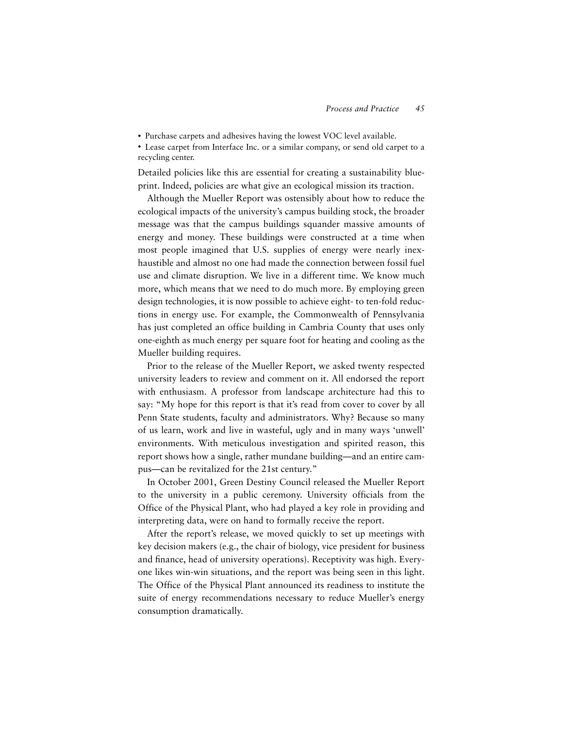- Purchase carpets and adhesives having the lowest VOC level available.
- Lease carpet from Interface Inc. or a similar company, or send old carpet to a recycling center.

Detailed policies like this are essential for creating a sustainability blueprint. Indeed, policies are what give an ecological mission its traction.

Although the Mueller Report was ostensibly about how to reduce the ecological impacts of the university's campus building stock, the broader message was that the campus buildings squander massive amounts of energy and money. These buildings were constructed at a time when most people imagined that U.S. supplies of energy were nearly inexhaustible and almost no one had made the connection between fossil fuel use and climate disruption. We live in a different time. We know much more, which means that we need to do much more. By employing green design technologies, it is now possible to achieve eight- to ten-fold reductions in energy use. For example, the Commonwealth of Pennsylvania has just completed an office building in Cambria County that uses only one-eighth as much energy per square foot for heating and cooling as the Mueller building requires.

Prior to the release of the Mueller Report, we asked twenty respected university leaders to review and comment on it. All endorsed the report with enthusiasm. A professor from landscape architecture had this to say: "My hope for this report is that it's read from cover to cover by all Penn State students, faculty and administrators. Why? Because so many of us learn, work and live in wasteful, ugly and in many ways 'unwell' environments. With meticulous investigation and spirited reason, this report shows how a single, rather mundane building—and an entire campus—can be revitalized for the 21st century."

In October 2001, Green Destiny Council released the Mueller Report to the university in a public ceremony. University officials from the Office of the Physical Plant, who had played a key role in providing and interpreting data, were on hand to formally receive the report.

After the report's release, we moved quickly to set up meetings with key decision makers (e.g., the chair of biology, vice president for business and finance, head of university operations). Receptivity was high. Everyone likes win-win situations, and the report was being seen in this light. The Office of the Physical Plant announced its readiness to institute the suite of energy recommendations necessary to reduce Mueller's energy consumption dramatically.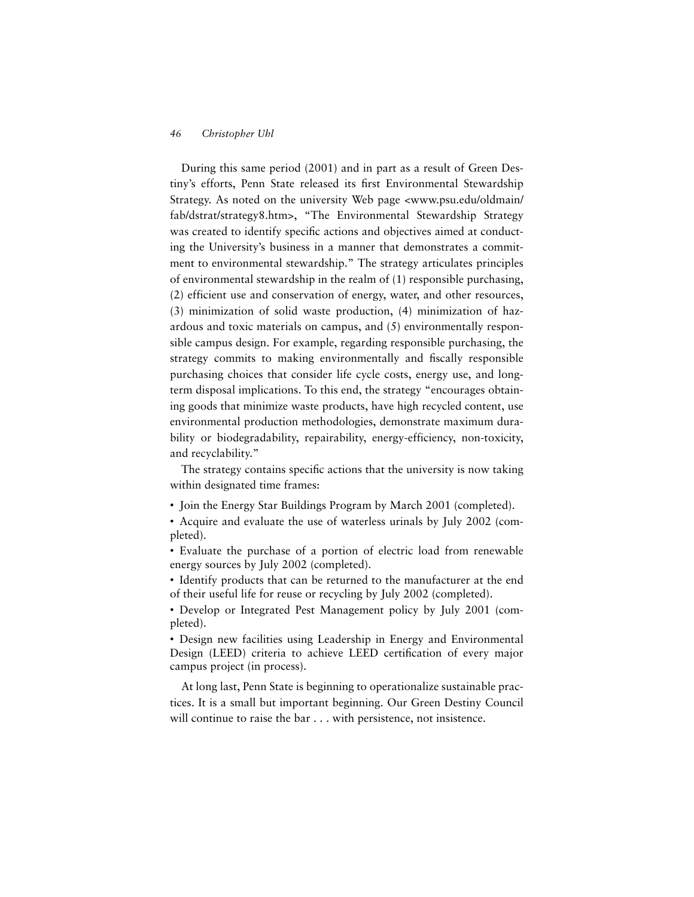During this same period (2001) and in part as a result of Green Destiny's efforts, Penn State released its first Environmental Stewardship Strategy. As noted on the university Web page <www.psu.edu/oldmain/fab/dstrat/strategy8.htm>, "The Environmental Stewardship Strategy was created to identify specific actions and objectives aimed at conducting the University's business in a manner that demonstrates a commitment to environmental stewardship." The strategy articulates principles of environmental stewardship in the realm of (1) responsible purchasing, (2) efficient use and conservation of energy, water, and other resources, (3) minimization of solid waste production, (4) minimization of hazardous and toxic materials on campus, and (5) environmentally responsible campus design. For example, regarding responsible purchasing, the strategy commits to making environmentally and fiscally responsible purchasing choices that consider life cycle costs, energy use, and long-term disposal implications. To this end, the strategy "encourages obtaining goods that minimize waste products, have high recycled content, use environmental production methodologies, demonstrate maximum durability or biodegradability, repairability, energy-efficiency, non-toxicity, and recyclability."

The strategy contains specific actions that the university is now taking within designated time frames:

- Join the Energy Star Buildings Program by March 2001 (completed).
- Acquire and evaluate the use of waterless urinals by July 2002 (completed).
- Evaluate the purchase of a portion of electric load from renewable energy sources by July 2002 (completed).
- Identify products that can be returned to the manufacturer at the end of their useful life for reuse or recycling by July 2002 (completed).
- Develop or Integrated Pest Management policy by July 2001 (completed).
- Design new facilities using Leadership in Energy and Environmental Design (LEED) criteria to achieve LEED certification of every major campus project (in process).

At long last, Penn State is beginning to operationalize sustainable practices. It is a small but important beginning. Our Green Destiny Council will continue to raise the bar . . . with persistence, not insistence.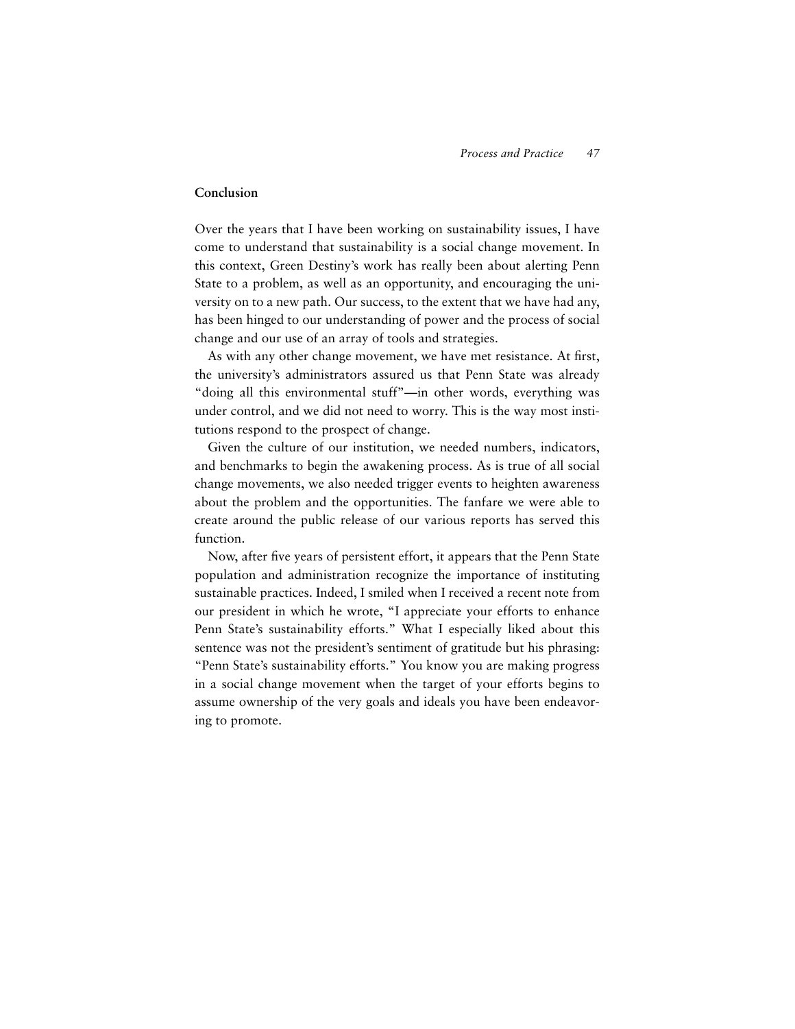## Conclusion

Over the years that I have been working on sustainability issues, I have come to understand that sustainability is a social change movement. In this context, Green Destiny's work has really been about alerting Penn State to a problem, as well as an opportunity, and encouraging the university on to a new path. Our success, to the extent that we have had any, has been hinged to our understanding of power and the process of social change and our use of an array of tools and strategies.

As with any other change movement, we have met resistance. At first, the university's administrators assured us that Penn State was already "doing all this environmental stuff"—in other words, everything was under control, and we did not need to worry. This is the way most institutions respond to the prospect of change.

Given the culture of our institution, we needed numbers, indicators, and benchmarks to begin the awakening process. As is true of all social change movements, we also needed trigger events to heighten awareness about the problem and the opportunities. The fanfare we were able to create around the public release of our various reports has served this function.

Now, after five years of persistent effort, it appears that the Penn State population and administration recognize the importance of instituting sustainable practices. Indeed, I smiled when I received a recent note from our president in which he wrote, "I appreciate your efforts to enhance Penn State's sustainability efforts." What I especially liked about this sentence was not the president's sentiment of gratitude but his phrasing: "Penn State's sustainability efforts." You know you are making progress in a social change movement when the target of your efforts begins to assume ownership of the very goals and ideals you have been endeavoring to promote.